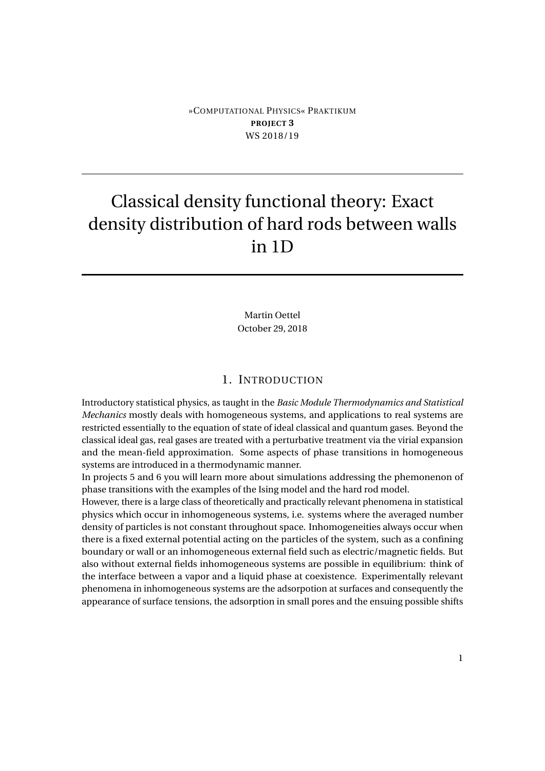»Computational Physics« Praktikum

**PROJECT 3**

WS 2018/19

---

# Classical density functional theory: Exact density distribution of hard rods between walls in 1D

Martin Oettel

October 29, 2018

## 1. Introduction

Introductory statistical physics, as taught in the *Basic Module Thermodynamics and Statistical Mechanics* mostly deals with homogeneous systems, and applications to real systems are restricted essentially to the equation of state of ideal classical and quantum gases. Beyond the classical ideal gas, real gases are treated with a perturbative treatment via the virial expansion and the mean-field approximation. Some aspects of phase transitions in homogeneous systems are introduced in a thermodynamic manner.

In projects 5 and 6 you will learn more about simulations addressing the phemonenon of phase transitions with the examples of the Ising model and the hard rod model.

However, there is a large class of theoretically and practically relevant phenomena in statistical physics which occur in inhomogeneous systems, i.e. systems where the averaged number density of particles is not constant throughout space. Inhomogeneities always occur when there is a fixed external potential acting on the particles of the system, such as a confining boundary or wall or an inhomogeneous external field such as electric/magnetic fields. But also without external fields inhomogeneous systems are possible in equilibrium: think of the interface between a vapor and a liquid phase at coexistence. Experimentally relevant phenomena in inhomogeneous systems are the adsorpotion at surfaces and consequently the appearance of surface tensions, the adsorption in small pores and the ensuing possible shifts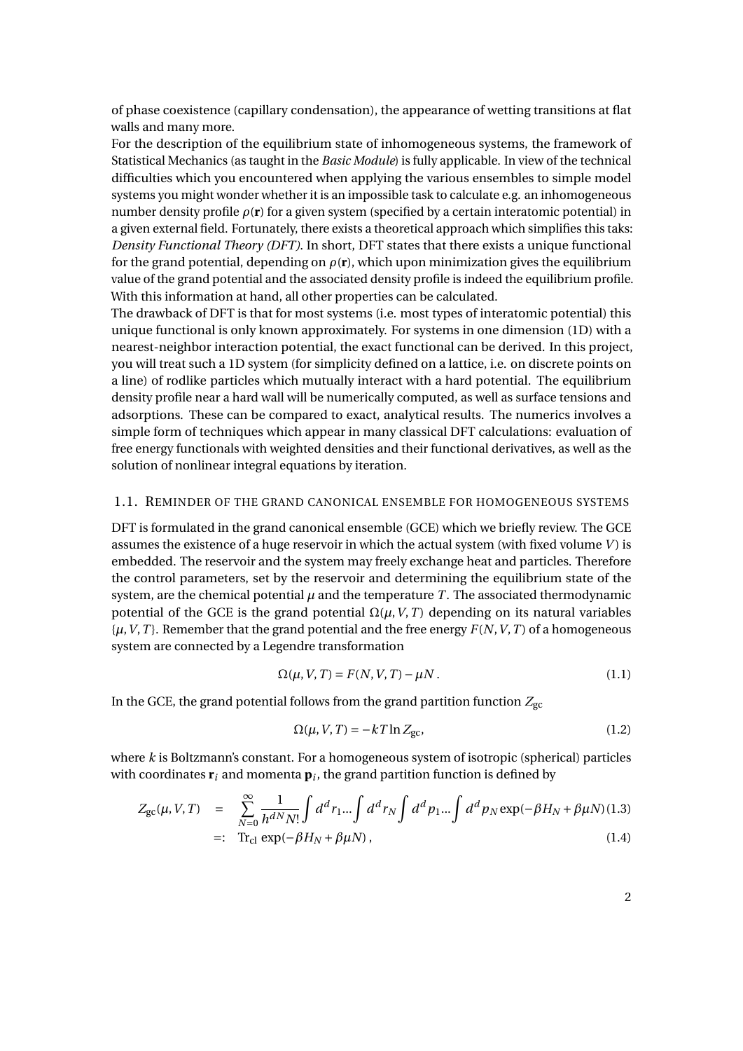of phase coexistence (capillary condensation), the appearance of wetting transitions at flat walls and many more.

For the description of the equilibrium state of inhomogeneous systems, the framework of Statistical Mechanics (as taught in the *Basic Module*) is fully applicable. In view of the technical difficulties which you encountered when applying the various ensembles to simple model systems you might wonder whether it is an impossible task to calculate e.g. an inhomogeneous number density profile $\rho(\mathbf{r})$ for a given system (specified by a certain interatomic potential) in a given external field. Fortunately, there exists a theoretical approach which simplifies this taks: *Density Functional Theory (DFT)*. In short, DFT states that there exists a unique functional for the grand potential, depending on $\rho(\mathbf{r})$, which upon minimization gives the equilibrium value of the grand potential and the associated density profile is indeed the equilibrium profile. With this information at hand, all other properties can be calculated.

The drawback of DFT is that for most systems (i.e. most types of interatomic potential) this unique functional is only known approximately. For systems in one dimension (1D) with a nearest-neighbor interaction potential, the exact functional can be derived. In this project, you will treat such a 1D system (for simplicity defined on a lattice, i.e. on discrete points on a line) of rodlike particles which mutually interact with a hard potential. The equilibrium density profile near a hard wall will be numerically computed, as well as surface tensions and adsorptions. These can be compared to exact, analytical results. The numerics involves a simple form of techniques which appear in many classical DFT calculations: evaluation of free energy functionals with weighted densities and their functional derivatives, as well as the solution of nonlinear integral equations by iteration.

## 1.1. Reminder of the grand canonical ensemble for homogeneous systems

DFT is formulated in the grand canonical ensemble (GCE) which we briefly review. The GCE assumes the existence of a huge reservoir in which the actual system (with fixed volume $V$) is embedded. The reservoir and the system may freely exchange heat and particles. Therefore the control parameters, set by the reservoir and determining the equilibrium state of the system, are the chemical potential $\mu$ and the temperature $T$. The associated thermodynamic potential of the GCE is the grand potential $\Omega(\mu, V, T)$ depending on its natural variables $\{\mu, V, T\}$. Remember that the grand potential and the free energy $F(N, V, T)$ of a homogeneous system are connected by a Legendre transformation

$$\Omega(\mu, V, T) = F(N, V, T) - \mu N \,. \tag{1.1}$$

In the GCE, the grand potential follows from the grand partition function $Z_{\rm gc}$

$$\Omega(\mu, V, T) = -kT \ln Z_{\rm gc}, \tag{1.2}$$

where $k$ is Boltzmann's constant. For a homogeneous system of isotropic (spherical) particles with coordinates $\mathbf{r}_i$ and momenta $\mathbf{p}_i$, the grand partition function is defined by

$$\begin{aligned} Z_{\rm gc}(\mu, V, T) &= \sum_{N=0}^{\infty} \frac{1}{h^{dN} N!} \int d^d r_1 ... \int d^d r_N \int d^d p_1 ... \int d^d p_N \exp(-\beta H_N + \beta \mu N) \quad (1.3) \\ &=: \mathrm{Tr}_{\rm cl} \exp(-\beta H_N + \beta \mu N) \,, \quad (1.4) \end{aligned}$$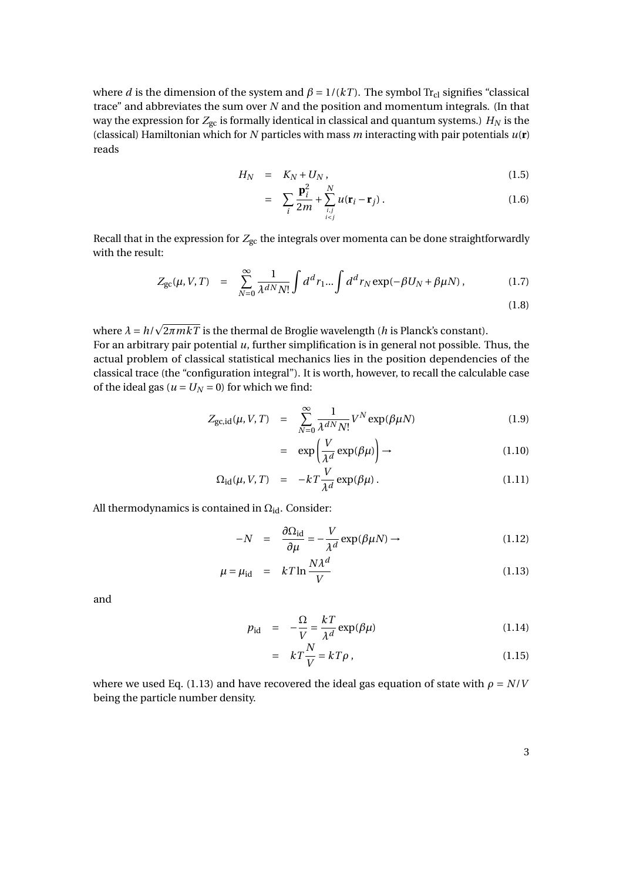where $d$ is the dimension of the system and $\beta = 1/(kT)$. The symbol $\mathrm{Tr}_{\mathrm{cl}}$ signifies "classical trace" and abbreviates the sum over $N$ and the position and momentum integrals. (In that way the expression for $Z_{\mathrm{gc}}$ is formally identical in classical and quantum systems.) $H_N$ is the (classical) Hamiltonian which for $N$ particles with mass $m$ interacting with pair potentials $u(\mathbf{r})$ reads

$$
\begin{aligned}
H_N &= K_N + U_N\,, & (1.5)\\
&= \sum_i \frac{\mathbf{p}_i^2}{2m} + \sum_{\substack{i,j\\ i<j}}^{N} u(\mathbf{r}_i - \mathbf{r}_j)\,. & (1.6)
\end{aligned}
$$

Recall that in the expression for $Z_{\mathrm{gc}}$ the integrals over momenta can be done straightforwardly with the result:

$$
Z_{\mathrm{gc}}(\mu, V, T) = \sum_{N=0}^{\infty} \frac{1}{\lambda^{dN} N!} \int d^d r_1 \ldots \int d^d r_N \exp(-\beta U_N + \beta \mu N)\,, \qquad (1.7)
$$

$$
(1.8)
$$

where $\lambda = h/\sqrt{2\pi m k T}$ is the thermal de Broglie wavelength ($h$ is Planck's constant).
For an arbitrary pair potential $u$, further simplification is in general not possible. Thus, the actual problem of classical statistical mechanics lies in the position dependencies of the classical trace (the "configuration integral"). It is worth, however, to recall the calculable case of the ideal gas ($u = U_N = 0$) for which we find:

$$
\begin{aligned}
Z_{\mathrm{gc,id}}(\mu, V, T) &= \sum_{N=0}^{\infty} \frac{1}{\lambda^{dN} N!} V^N \exp(\beta \mu N) & (1.9)\\
&= \exp\left(\frac{V}{\lambda^d} \exp(\beta\mu)\right) \to & (1.10)\\
\Omega_{\mathrm{id}}(\mu, V, T) &= -kT \frac{V}{\lambda^d} \exp(\beta\mu)\,. & (1.11)
\end{aligned}
$$

All thermodynamics is contained in $\Omega_{\mathrm{id}}$. Consider:

$$
\begin{aligned}
-N &= \frac{\partial \Omega_{\mathrm{id}}}{\partial \mu} = -\frac{V}{\lambda^d} \exp(\beta \mu N) \to & (1.12)\\
\mu = \mu_{\mathrm{id}} &= kT \ln \frac{N\lambda^d}{V} & (1.13)
\end{aligned}
$$

and

$$
\begin{aligned}
p_{\mathrm{id}} &= -\frac{\Omega}{V} = \frac{kT}{\lambda^d} \exp(\beta\mu) & (1.14)\\
&= kT \frac{N}{V} = kT\rho\,, & (1.15)
\end{aligned}
$$

where we used Eq. (1.13) and have recovered the ideal gas equation of state with $\rho = N/V$ being the particle number density.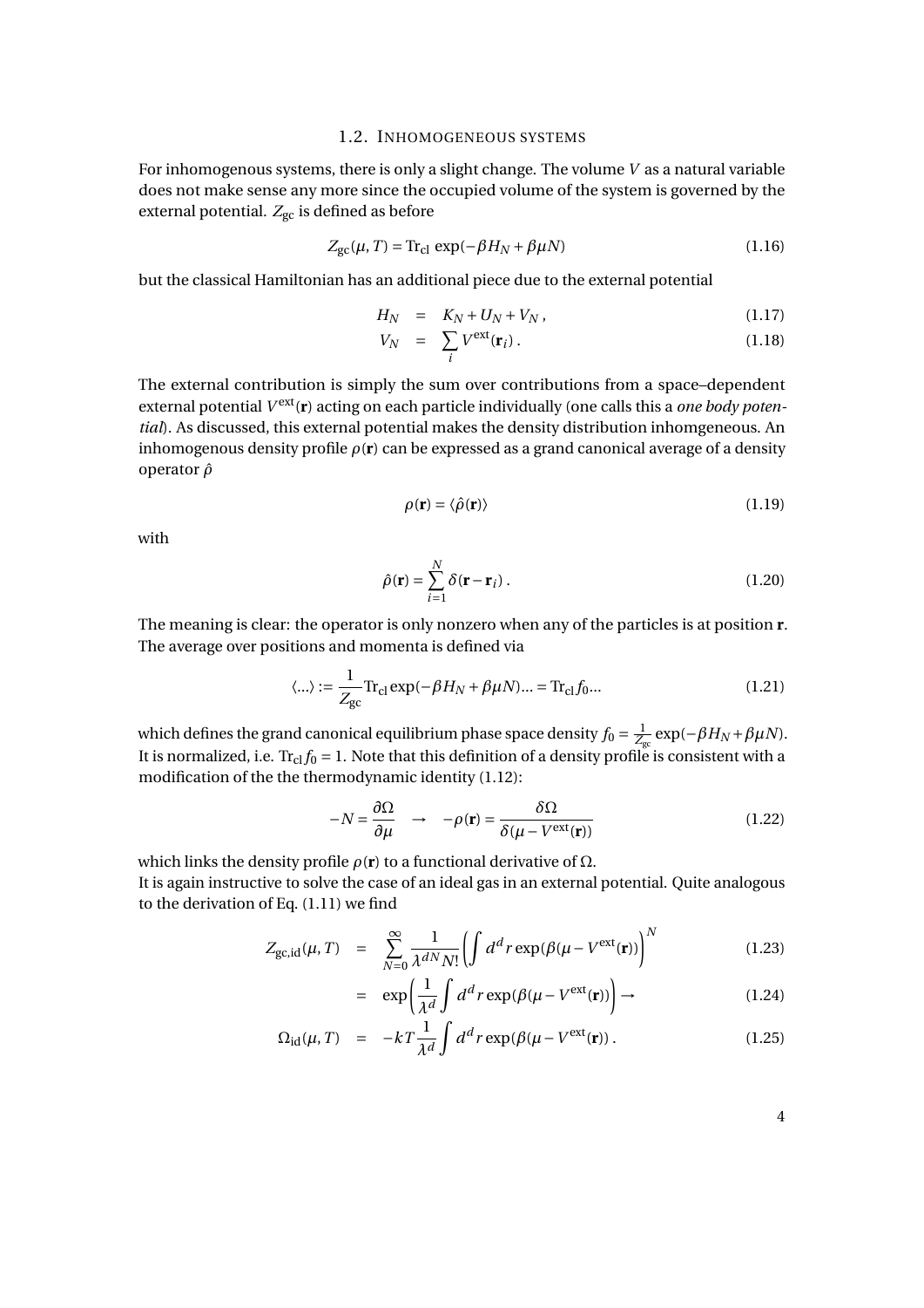## 1.2. Inhomogeneous systems

For inhomogenous systems, there is only a slight change. The volume $V$ as a natural variable does not make sense any more since the occupied volume of the system is governed by the external potential. $Z_{\rm gc}$ is defined as before

$$Z_{\rm gc}(\mu, T) = {\rm Tr}_{\rm cl}\ \exp(-\beta H_N + \beta\mu N) \tag{1.16}$$

but the classical Hamiltonian has an additional piece due to the external potential

$$\begin{aligned} H_N &= K_N + U_N + V_N\,, & (1.17)\\ V_N &= \sum_i V^{\rm ext}(\mathbf{r}_i)\,. & (1.18) \end{aligned}$$

The external contribution is simply the sum over contributions from a space–dependent external potential $V^{\rm ext}(\mathbf{r})$ acting on each particle individually (one calls this a *one body potential*). As discussed, this external potential makes the density distribution inhomgeneous. An inhomogenous density profile $\rho(\mathbf{r})$ can be expressed as a grand canonical average of a density operator $\hat\rho$

$$\rho(\mathbf{r}) = \langle \hat\rho(\mathbf{r})\rangle \tag{1.19}$$

with

$$\hat\rho(\mathbf{r}) = \sum_{i=1}^{N} \delta(\mathbf{r} - \mathbf{r}_i)\,. \tag{1.20}$$

The meaning is clear: the operator is only nonzero when any of the particles is at position $\mathbf{r}$. The average over positions and momenta is defined via

$$\langle ... \rangle := \frac{1}{Z_{\rm gc}} {\rm Tr}_{\rm cl} \exp(-\beta H_N + \beta\mu N) ... = {\rm Tr}_{\rm cl} f_0 ... \tag{1.21}$$

which defines the grand canonical equilibrium phase space density $f_0 = \frac{1}{Z_{\rm gc}} \exp(-\beta H_N + \beta\mu N)$. It is normalized, i.e. ${\rm Tr}_{\rm cl} f_0 = 1$. Note that this definition of a density profile is consistent with a modification of the the thermodynamic identity (1.12):

$$-N = \frac{\partial\Omega}{\partial\mu} \quad \to \quad -\rho(\mathbf{r}) = \frac{\delta\Omega}{\delta(\mu - V^{\rm ext}(\mathbf{r}))} \tag{1.22}$$

which links the density profile $\rho(\mathbf{r})$ to a functional derivative of $\Omega$.

It is again instructive to solve the case of an ideal gas in an external potential. Quite analogous to the derivation of Eq. (1.11) we find

$$\begin{aligned} Z_{\rm gc,id}(\mu, T) &= \sum_{N=0}^{\infty} \frac{1}{\lambda^{dN} N!} \left( \int d^d r \exp(\beta(\mu - V^{\rm ext}(\mathbf{r})) \right)^N & (1.23)\\ &= \exp\left( \frac{1}{\lambda^d} \int d^d r \exp(\beta(\mu - V^{\rm ext}(\mathbf{r})) \right) \to & (1.24)\\ \Omega_{\rm id}(\mu, T) &= -kT \frac{1}{\lambda^d} \int d^d r \exp(\beta(\mu - V^{\rm ext}(\mathbf{r}))\,. & (1.25) \end{aligned}$$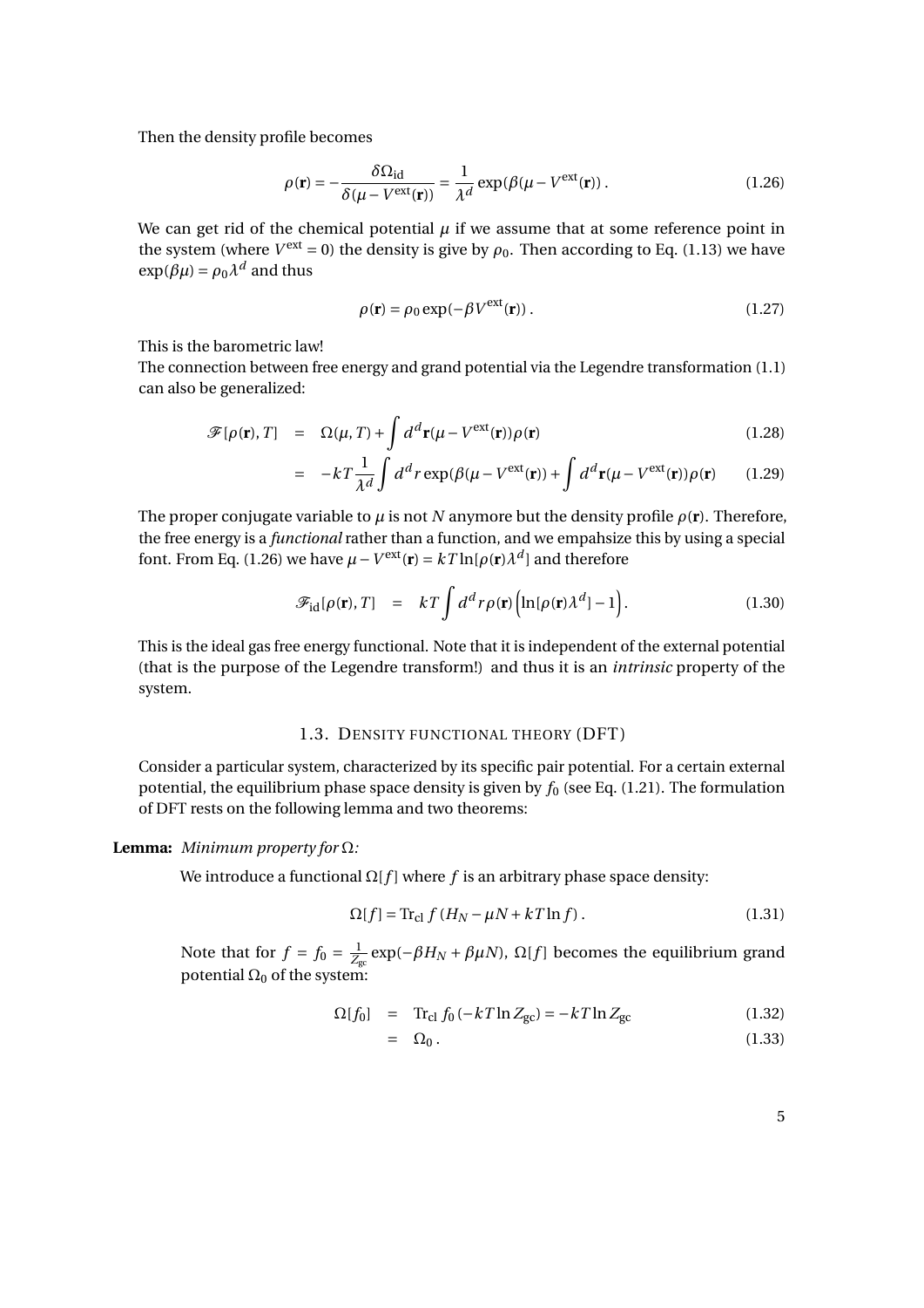Then the density profile becomes

$$\rho(\mathbf{r}) = -\frac{\delta\Omega_{\text{id}}}{\delta(\mu - V^{\text{ext}}(\mathbf{r}))} = \frac{1}{\lambda^d}\exp(\beta(\mu - V^{\text{ext}}(\mathbf{r}))\,. \tag{1.26}$$

We can get rid of the chemical potential $\mu$ if we assume that at some reference point in the system (where $V^{\text{ext}} = 0$) the density is give by $\rho_0$. Then according to Eq. (1.13) we have $\exp(\beta\mu) = \rho_0\lambda^d$ and thus

$$\rho(\mathbf{r}) = \rho_0\exp(-\beta V^{\text{ext}}(\mathbf{r}))\,. \tag{1.27}$$

This is the barometric law!

The connection between free energy and grand potential via the Legendre transformation (1.1) can also be generalized:

$$\mathscr{F}[\rho(\mathbf{r}), T] = \Omega(\mu, T) + \int d^d\mathbf{r}(\mu - V^{\text{ext}}(\mathbf{r}))\rho(\mathbf{r}) \tag{1.28}$$

$$= -kT\frac{1}{\lambda^d}\int d^d r\exp(\beta(\mu - V^{\text{ext}}(\mathbf{r})) + \int d^d\mathbf{r}(\mu - V^{\text{ext}}(\mathbf{r}))\rho(\mathbf{r}) \tag{1.29}$$

The proper conjugate variable to $\mu$ is not $N$ anymore but the density profile $\rho(\mathbf{r})$. Therefore, the free energy is a *functional* rather than a function, and we empahsize this by using a special font. From Eq. (1.26) we have $\mu - V^{\text{ext}}(\mathbf{r}) = kT\ln[\rho(\mathbf{r})\lambda^d]$ and therefore

$$\mathscr{F}_{\text{id}}[\rho(\mathbf{r}), T] = kT\int d^d r\rho(\mathbf{r})\Big(\ln[\rho(\mathbf{r})\lambda^d] - 1\Big)\,. \tag{1.30}$$

This is the ideal gas free energy functional. Note that it is independent of the external potential (that is the purpose of the Legendre transform!) and thus it is an *intrinsic* property of the system.

## 1.3. Density functional theory (DFT)

Consider a particular system, characterized by its specific pair potential. For a certain external potential, the equilibrium phase space density is given by $f_0$ (see Eq. (1.21). The formulation of DFT rests on the following lemma and two theorems:

**Lemma:** *Minimum property for* $\Omega$*:*

We introduce a functional $\Omega[f]$ where $f$ is an arbitrary phase space density:

$$\Omega[f] = \text{Tr}_{\text{cl}}\, f\,(H_N - \mu N + kT\ln f)\,. \tag{1.31}$$

Note that for $f = f_0 = \frac{1}{Z_{\text{gc}}}\exp(-\beta H_N + \beta\mu N)$, $\Omega[f]$ becomes the equilibrium grand potential $\Omega_0$ of the system:

$$\Omega[f_0] = \text{Tr}_{\text{cl}}\, f_0\,(-kT\ln Z_{\text{gc}}) = -kT\ln Z_{\text{gc}} \tag{1.32}$$

$$= \Omega_0\,. \tag{1.33}$$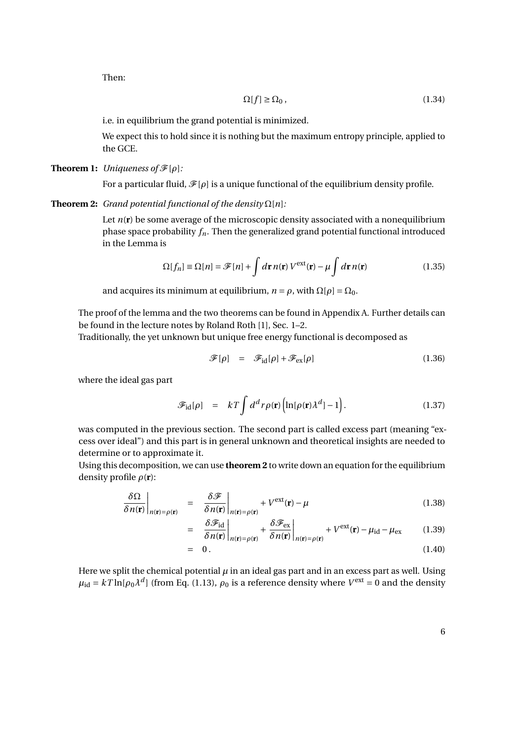Then:

$$\Omega[f] \geq \Omega_0\,, \tag{1.34}$$

i.e. in equilibrium the grand potential is minimized.

We expect this to hold since it is nothing but the maximum entropy principle, applied to the GCE.

**Theorem 1:** *Uniqueness of* $\mathscr{F}[\rho]$*:*

For a particular fluid, $\mathscr{F}[\rho]$ is a unique functional of the equilibrium density profile.

**Theorem 2:** *Grand potential functional of the density* $\Omega[n]$*:*

Let $n(\mathbf{r})$ be some average of the microscopic density associated with a nonequilibrium phase space probability $f_n$. Then the generalized grand potential functional introduced in the Lemma is

$$\Omega[f_n] \equiv \Omega[n] = \mathscr{F}[n] + \int d\mathbf{r}\, n(\mathbf{r})\, V^{\text{ext}}(\mathbf{r}) - \mu \int d\mathbf{r}\, n(\mathbf{r}) \tag{1.35}$$

and acquires its minimum at equilibrium, $n = \rho$, with $\Omega[\rho] = \Omega_0$.

The proof of the lemma and the two theorems can be found in Appendix A. Further details can be found in the lecture notes by Roland Roth [1], Sec. 1–2.

Traditionally, the yet unknown but unique free energy functional is decomposed as

$$\mathscr{F}[\rho] \quad = \quad \mathscr{F}_{\text{id}}[\rho] + \mathscr{F}_{\text{ex}}[\rho] \tag{1.36}$$

where the ideal gas part

$$\mathscr{F}_{\text{id}}[\rho] \quad = \quad kT \int d^d r\, \rho(\mathbf{r}) \left( \ln[\rho(\mathbf{r})\lambda^d] - 1 \right). \tag{1.37}$$

was computed in the previous section. The second part is called excess part (meaning "excess over ideal") and this part is in general unknown and theoretical insights are needed to determine or to approximate it.

Using this decomposition, we can use **theorem 2** to write down an equation for the equilibrium density profile $\rho(\mathbf{r})$:

$$\left.\frac{\delta \Omega}{\delta n(\mathbf{r})}\right|_{n(\mathbf{r})=\rho(\mathbf{r})} \quad = \quad \left.\frac{\delta \mathscr{F}}{\delta n(\mathbf{r})}\right|_{n(\mathbf{r})=\rho(\mathbf{r})} + V^{\text{ext}}(\mathbf{r}) - \mu \tag{1.38}$$

$$\quad = \quad \left.\frac{\delta \mathscr{F}_{\text{id}}}{\delta n(\mathbf{r})}\right|_{n(\mathbf{r})=\rho(\mathbf{r})} + \left.\frac{\delta \mathscr{F}_{\text{ex}}}{\delta n(\mathbf{r})}\right|_{n(\mathbf{r})=\rho(\mathbf{r})} + V^{\text{ext}}(\mathbf{r}) - \mu_{\text{id}} - \mu_{\text{ex}} \tag{1.39}$$

$$\quad = \quad 0\,. \tag{1.40}$$

Here we split the chemical potential $\mu$ in an ideal gas part and in an excess part as well. Using $\mu_{\text{id}} = kT \ln[\rho_0 \lambda^d]$ (from Eq. (1.13), $\rho_0$ is a reference density where $V^{\text{ext}} = 0$ and the density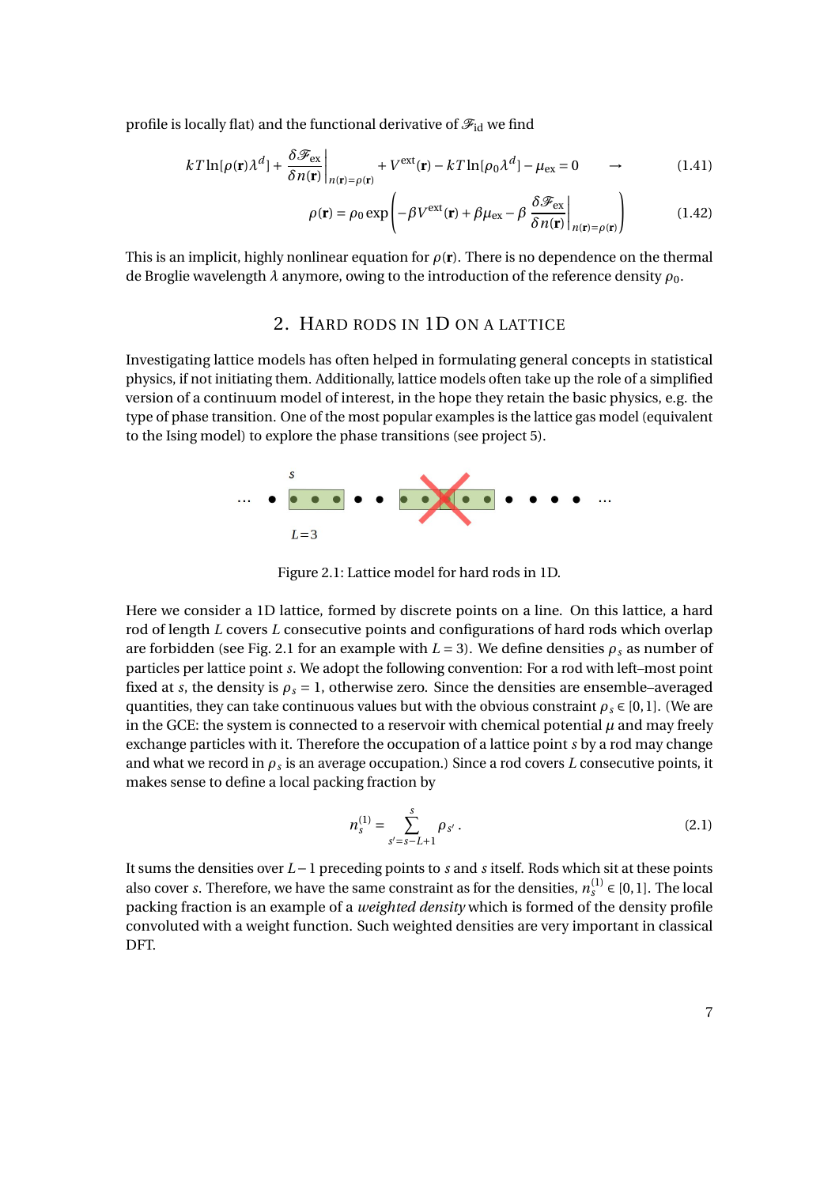profile is locally flat) and the functional derivative of $\mathcal{F}_{\text{id}}$ we find

$$kT\ln[\rho(\mathbf{r})\lambda^d] + \left.\frac{\delta\mathcal{F}_{\text{ex}}}{\delta n(\mathbf{r})}\right|_{n(\mathbf{r})=\rho(\mathbf{r})} + V^{\text{ext}}(\mathbf{r}) - kT\ln[\rho_0\lambda^d] - \mu_{\text{ex}} = 0 \quad \rightarrow \tag{1.41}$$

$$\rho(\mathbf{r}) = \rho_0 \exp\left(-\beta V^{\text{ext}}(\mathbf{r}) + \beta\mu_{\text{ex}} - \beta \left.\frac{\delta\mathcal{F}_{\text{ex}}}{\delta n(\mathbf{r})}\right|_{n(\mathbf{r})=\rho(\mathbf{r})}\right) \tag{1.42}$$

This is an implicit, highly nonlinear equation for $\rho(\mathbf{r})$. There is no dependence on the thermal de Broglie wavelength $\lambda$ anymore, owing to the introduction of the reference density $\rho_0$.

## 2. Hard rods in 1D on a lattice

Investigating lattice models has often helped in formulating general concepts in statistical physics, if not initiating them. Additionally, lattice models often take up the role of a simplified version of a continuum model of interest, in the hope they retain the basic physics, e.g. the type of phase transition. One of the most popular examples is the lattice gas model (equivalent to the Ising model) to explore the phase transitions (see project 5).

Figure 2.1: Lattice model for hard rods in 1D.

Here we consider a 1D lattice, formed by discrete points on a line. On this lattice, a hard rod of length $L$ covers $L$ consecutive points and configurations of hard rods which overlap are forbidden (see Fig. 2.1 for an example with $L = 3$). We define densities $\rho_s$ as number of particles per lattice point $s$. We adopt the following convention: For a rod with left–most point fixed at $s$, the density is $\rho_s = 1$, otherwise zero. Since the densities are ensemble–averaged quantities, they can take continuous values but with the obvious constraint $\rho_s \in [0,1]$. (We are in the GCE: the system is connected to a reservoir with chemical potential $\mu$ and may freely exchange particles with it. Therefore the occupation of a lattice point $s$ by a rod may change and what we record in $\rho_s$ is an average occupation.) Since a rod covers $L$ consecutive points, it makes sense to define a local packing fraction by

$$n_s^{(1)} = \sum_{s'=s-L+1}^{s} \rho_{s'} \,. \tag{2.1}$$

It sums the densities over $L-1$ preceding points to $s$ and $s$ itself. Rods which sit at these points also cover $s$. Therefore, we have the same constraint as for the densities, $n_s^{(1)} \in [0,1]$. The local packing fraction is an example of a *weighted density* which is formed of the density profile convoluted with a weight function. Such weighted densities are very important in classical DFT.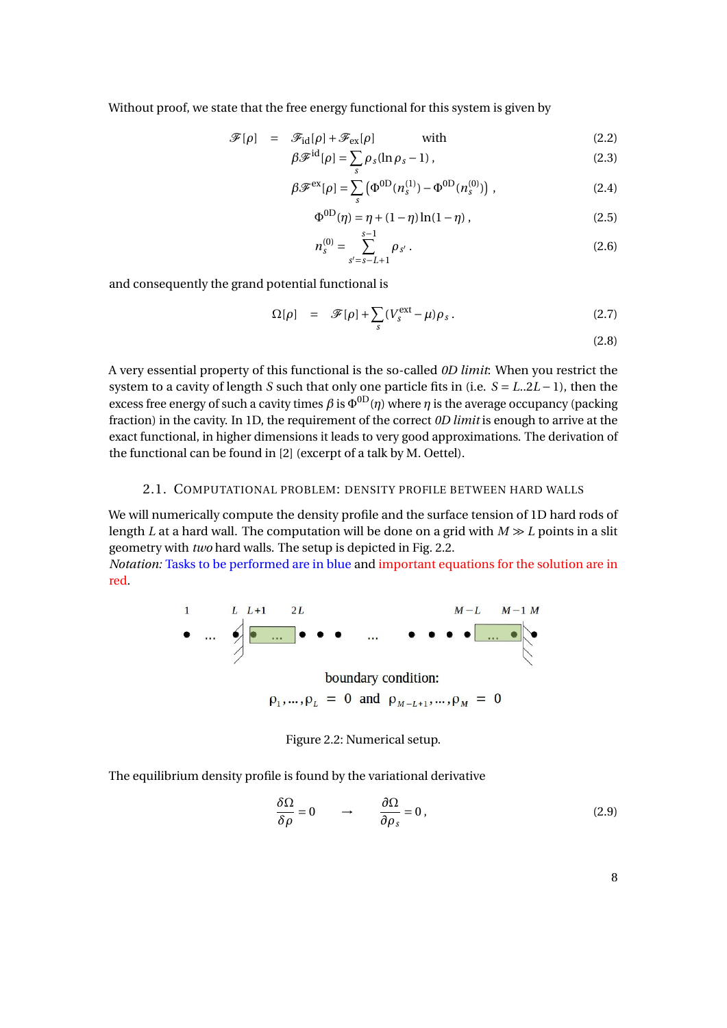Without proof, we state that the free energy functional for this system is given by

$$\mathscr{F}[\rho] \quad = \quad \mathscr{F}_{\rm id}[\rho] + \mathscr{F}_{\rm ex}[\rho] \qquad \text{with} \tag{2.2}$$

$$\beta \mathscr{F}^{\rm id}[\rho] = \sum_s \rho_s (\ln \rho_s - 1)\,, \tag{2.3}$$

$$\beta \mathscr{F}^{\rm ex}[\rho] = \sum_s \left( \Phi^{\rm 0D}(n_s^{(1)}) - \Phi^{\rm 0D}(n_s^{(0)}) \right)\,, \tag{2.4}$$

$$\Phi^{\rm 0D}(\eta) = \eta + (1-\eta)\ln(1-\eta)\,, \tag{2.5}$$

$$n_s^{(0)} = \sum_{s'=s-L+1}^{s-1} \rho_{s'}\,. \tag{2.6}$$

and consequently the grand potential functional is

$$\Omega[\rho] \quad = \quad \mathscr{F}[\rho] + \sum_s (V_s^{\rm ext} - \mu)\rho_s\,. \tag{2.7}$$

$$\tag{2.8}$$

A very essential property of this functional is the so-called *0D limit*: When you restrict the system to a cavity of length $S$ such that only one particle fits in (i.e. $S = L..2L-1$), then the excess free energy of such a cavity times $\beta$ is $\Phi^{\rm 0D}(\eta)$ where $\eta$ is the average occupancy (packing fraction) in the cavity. In 1D, the requirement of the correct *0D limit* is enough to arrive at the exact functional, in higher dimensions it leads to very good approximations. The derivation of the functional can be found in [2] (excerpt of a talk by M. Oettel).

### 2.1. Computational problem: density profile between hard walls

We will numerically compute the density profile and the surface tension of 1D hard rods of length $L$ at a hard wall. The computation will be done on a grid with $M \gg L$ points in a slit geometry with *two* hard walls. The setup is depicted in Fig. 2.2.
*Notation:* Tasks to be performed are in blue and important equations for the solution are in red.

boundary condition:

$\rho_1, \ldots, \rho_L = 0$ and $\rho_{M-L+1}, \ldots, \rho_M = 0$

Figure 2.2: Numerical setup.

The equilibrium density profile is found by the variational derivative

$$\frac{\delta \Omega}{\delta \rho} = 0 \qquad \rightarrow \qquad \frac{\partial \Omega}{\partial \rho_s} = 0\,, \tag{2.9}$$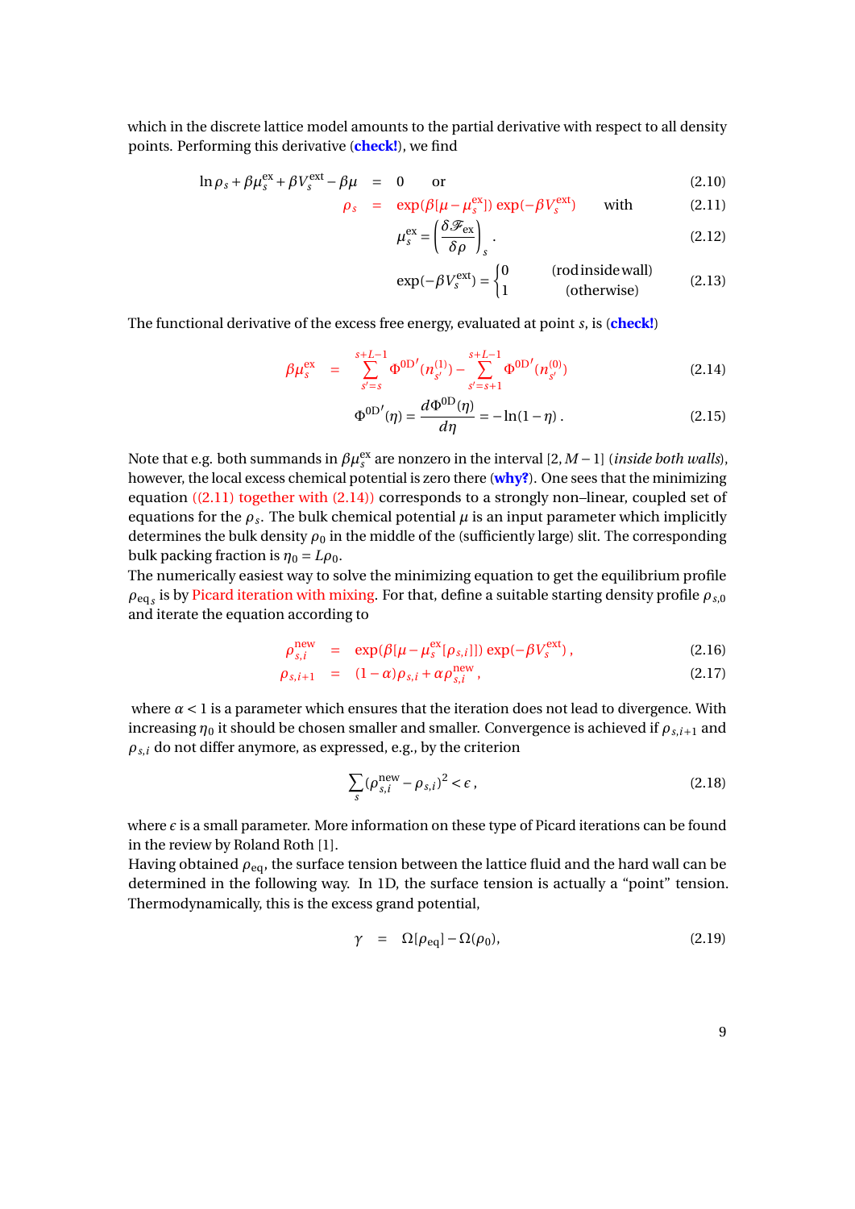which in the discrete lattice model amounts to the partial derivative with respect to all density points. Performing this derivative (**check!**), we find

$$\ln \rho_s + \beta\mu_s^{\rm ex} + \beta V_s^{\rm ext} - \beta\mu \quad = \quad 0 \qquad \text{or} \tag{2.10}$$

$$\rho_s \quad = \quad \exp(\beta[\mu - \mu_s^{\rm ex}])\,\exp(-\beta V_s^{\rm ext}) \qquad \text{with} \tag{2.11}$$

$$\mu_s^{\rm ex} = \left(\frac{\delta \mathscr{F}_{\rm ex}}{\delta \rho}\right)_s \, . \tag{2.12}$$

$$\exp(-\beta V_s^{\rm ext}) = \begin{cases} 0 & \text{(rod inside wall)} \\ 1 & \text{(otherwise)} \end{cases} \tag{2.13}$$

The functional derivative of the excess free energy, evaluated at point $s$, is (**check!**)

$$\beta\mu_s^{\rm ex} \quad = \quad \sum_{s'=s}^{s+L-1} \Phi^{\rm 0D\,\prime}(n_{s'}^{(1)}) - \sum_{s'=s+1}^{s+L-1} \Phi^{\rm 0D\,\prime}(n_{s'}^{(0)}) \tag{2.14}$$

$$\Phi^{\rm 0D\,\prime}(\eta) = \frac{d\Phi^{\rm 0D}(\eta)}{d\eta} = -\ln(1-\eta)\,. \tag{2.15}$$

Note that e.g. both summands in $\beta\mu_s^{\rm ex}$ are nonzero in the interval $[2, M-1]$ (*inside both walls*), however, the local excess chemical potential is zero there (**why?**). One sees that the minimizing equation ((2.11) together with (2.14)) corresponds to a strongly non–linear, coupled set of equations for the $\rho_s$. The bulk chemical potential $\mu$ is an input parameter which implicitly determines the bulk density $\rho_0$ in the middle of the (sufficiently large) slit. The corresponding bulk packing fraction is $\eta_0 = L\rho_0$.
The numerically easiest way to solve the minimizing equation to get the equilibrium profile $\rho_{{\rm eq}\,s}$ is by Picard iteration with mixing. For that, define a suitable starting density profile $\rho_{s,0}$ and iterate the equation according to

$$\rho_{s,i}^{\rm new} \quad = \quad \exp(\beta[\mu - \mu_s^{\rm ex}[\rho_{s,i}]])\,\exp(-\beta V_s^{\rm ext})\,, \tag{2.16}$$

$$\rho_{s,i+1} \quad = \quad (1-\alpha)\rho_{s,i} + \alpha\rho_{s,i}^{\rm new}\,, \tag{2.17}$$

where $\alpha < 1$ is a parameter which ensures that the iteration does not lead to divergence. With increasing $\eta_0$ it should be chosen smaller and smaller. Convergence is achieved if $\rho_{s,i+1}$ and $\rho_{s,i}$ do not differ anymore, as expressed, e.g., by the criterion

$$\sum_s (\rho_{s,i}^{\rm new} - \rho_{s,i})^2 < \epsilon\,, \tag{2.18}$$

where $\epsilon$ is a small parameter. More information on these type of Picard iterations can be found in the review by Roland Roth [1].
Having obtained $\rho_{\rm eq}$, the surface tension between the lattice fluid and the hard wall can be determined in the following way. In 1D, the surface tension is actually a "point" tension. Thermodynamically, this is the excess grand potential,

$$\gamma \quad = \quad \Omega[\rho_{\rm eq}] - \Omega(\rho_0), \tag{2.19}$$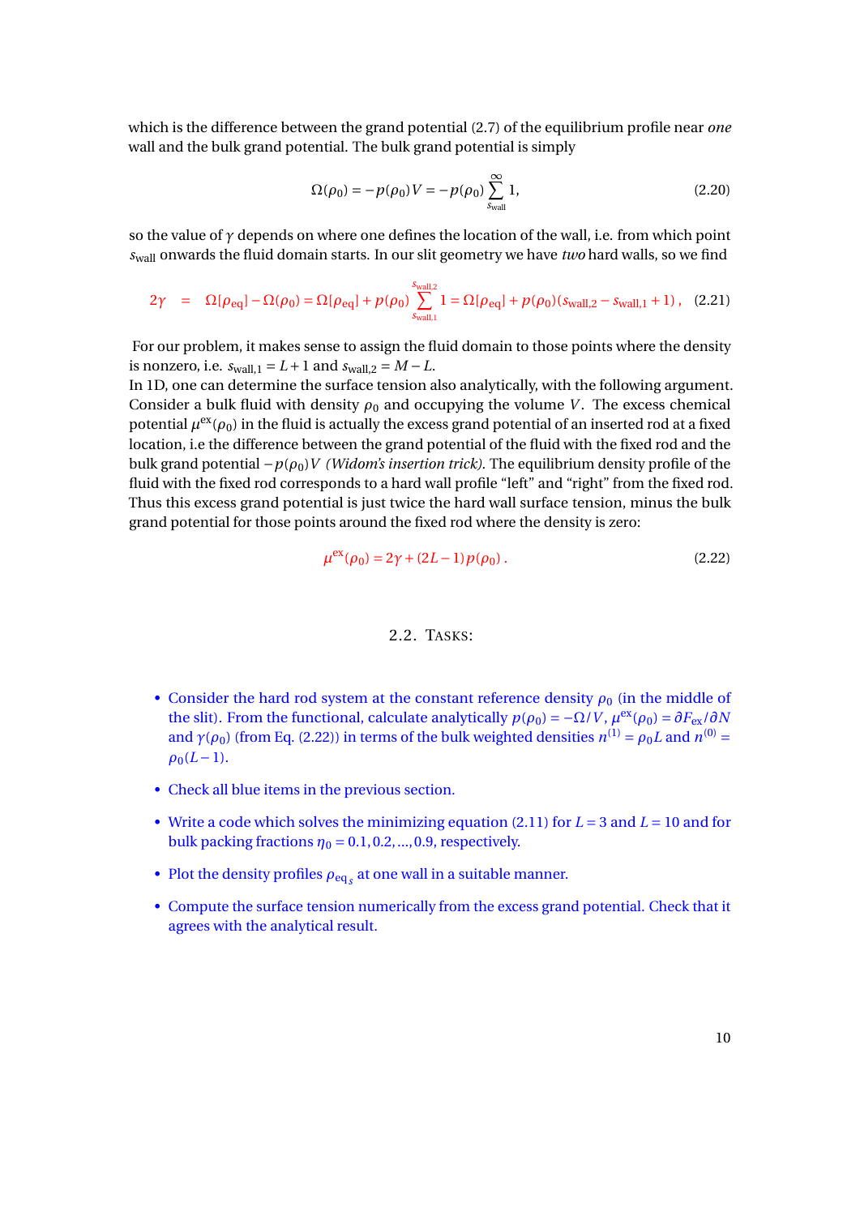which is the difference between the grand potential (2.7) of the equilibrium profile near *one* wall and the bulk grand potential. The bulk grand potential is simply

$$\Omega(\rho_0) = -p(\rho_0)V = -p(\rho_0)\sum_{s_{\text{wall}}}^{\infty} 1, \tag{2.20}$$

so the value of $\gamma$ depends on where one defines the location of the wall, i.e. from which point $s_{\text{wall}}$ onwards the fluid domain starts. In our slit geometry we have *two* hard walls, so we find

$$2\gamma \;\;=\;\; \Omega[\rho_{\text{eq}}] - \Omega(\rho_0) = \Omega[\rho_{\text{eq}}] + p(\rho_0)\sum_{s_{\text{wall},1}}^{s_{\text{wall},2}} 1 = \Omega[\rho_{\text{eq}}] + p(\rho_0)(s_{\text{wall},2} - s_{\text{wall},1} + 1)\,, \tag{2.21}$$

For our problem, it makes sense to assign the fluid domain to those points where the density is nonzero, i.e. $s_{\text{wall},1} = L+1$ and $s_{\text{wall},2} = M-L$.
In 1D, one can determine the surface tension also analytically, with the following argument. Consider a bulk fluid with density $\rho_0$ and occupying the volume $V$. The excess chemical potential $\mu^{\text{ex}}(\rho_0)$ in the fluid is actually the excess grand potential of an inserted rod at a fixed location, i.e the difference between the grand potential of the fluid with the fixed rod and the bulk grand potential $-p(\rho_0)V$ *(Widom's insertion trick)*. The equilibrium density profile of the fluid with the fixed rod corresponds to a hard wall profile "left" and "right" from the fixed rod. Thus this excess grand potential is just twice the hard wall surface tension, minus the bulk grand potential for those points around the fixed rod where the density is zero:

$$\mu^{\text{ex}}(\rho_0) = 2\gamma + (2L-1)\,p(\rho_0)\,. \tag{2.22}$$

## 2.2. Tasks:

- Consider the hard rod system at the constant reference density $\rho_0$ (in the middle of the slit). From the functional, calculate analytically $p(\rho_0) = -\Omega/V$, $\mu^{\text{ex}}(\rho_0) = \partial F_{\text{ex}}/\partial N$ and $\gamma(\rho_0)$ (from Eq. (2.22)) in terms of the bulk weighted densities $n^{(1)} = \rho_0 L$ and $n^{(0)} = \rho_0(L-1)$.
- Check all blue items in the previous section.
- Write a code which solves the minimizing equation (2.11) for $L=3$ and $L=10$ and for bulk packing fractions $\eta_0 = 0.1, 0.2, ..., 0.9$, respectively.
- Plot the density profiles $\rho_{\text{eq}_s}$ at one wall in a suitable manner.
- Compute the surface tension numerically from the excess grand potential. Check that it agrees with the analytical result.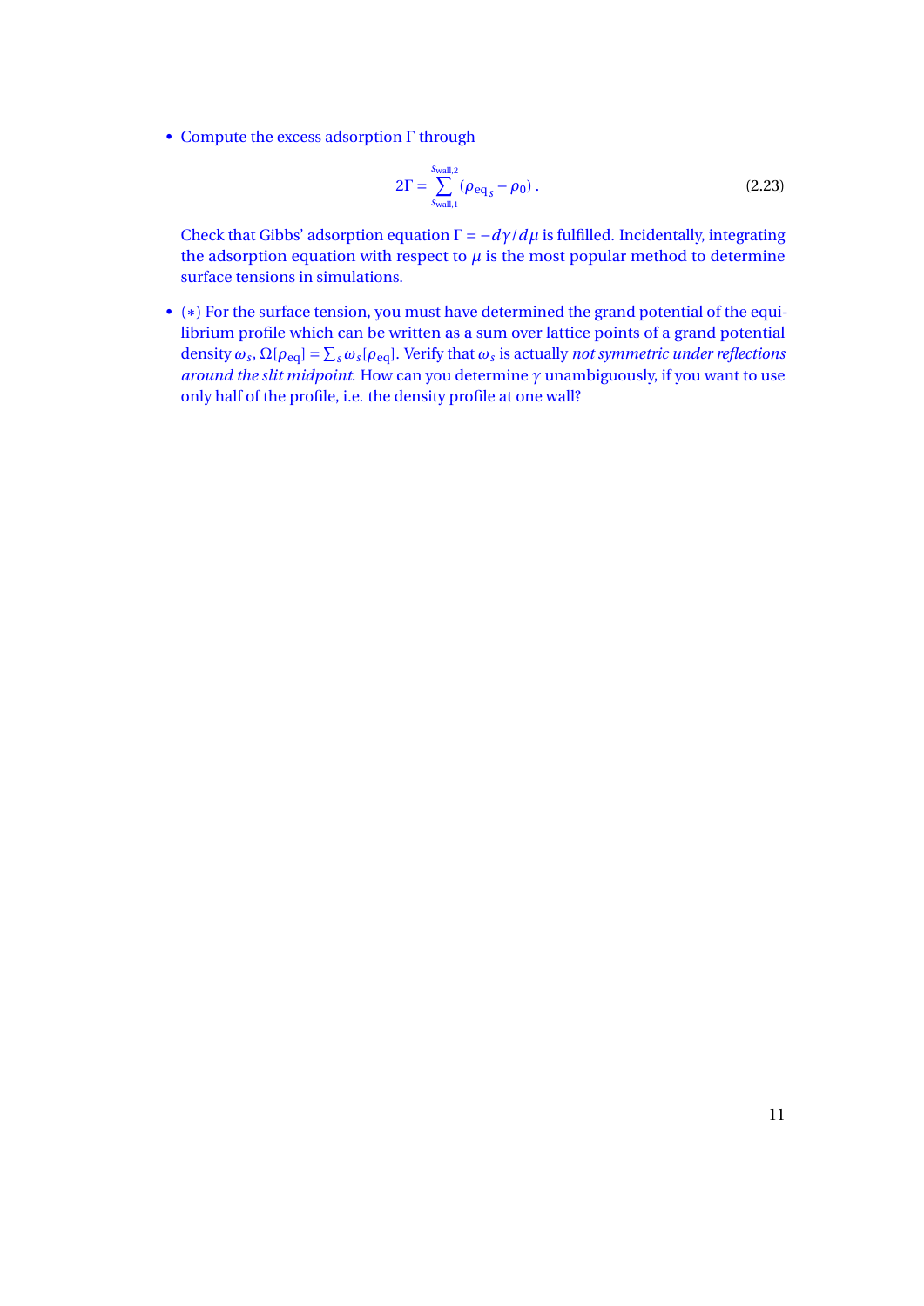- Compute the excess adsorption $\Gamma$ through

$$2\Gamma = \sum_{s_{\text{wall},1}}^{s_{\text{wall},2}} (\rho_{\text{eq}_s} - \rho_0) \,. \tag{2.23}$$

  Check that Gibbs' adsorption equation $\Gamma = -d\gamma/d\mu$ is fulfilled. Incidentally, integrating the adsorption equation with respect to $\mu$ is the most popular method to determine surface tensions in simulations.

- $(*)$ For the surface tension, you must have determined the grand potential of the equilibrium profile which can be written as a sum over lattice points of a grand potential density $\omega_s$, $\Omega[\rho_{\text{eq}}] = \sum_s \omega_s[\rho_{\text{eq}}]$. Verify that $\omega_s$ is actually *not symmetric under reflections around the slit midpoint*. How can you determine $\gamma$ unambiguously, if you want to use only half of the profile, i.e. the density profile at one wall?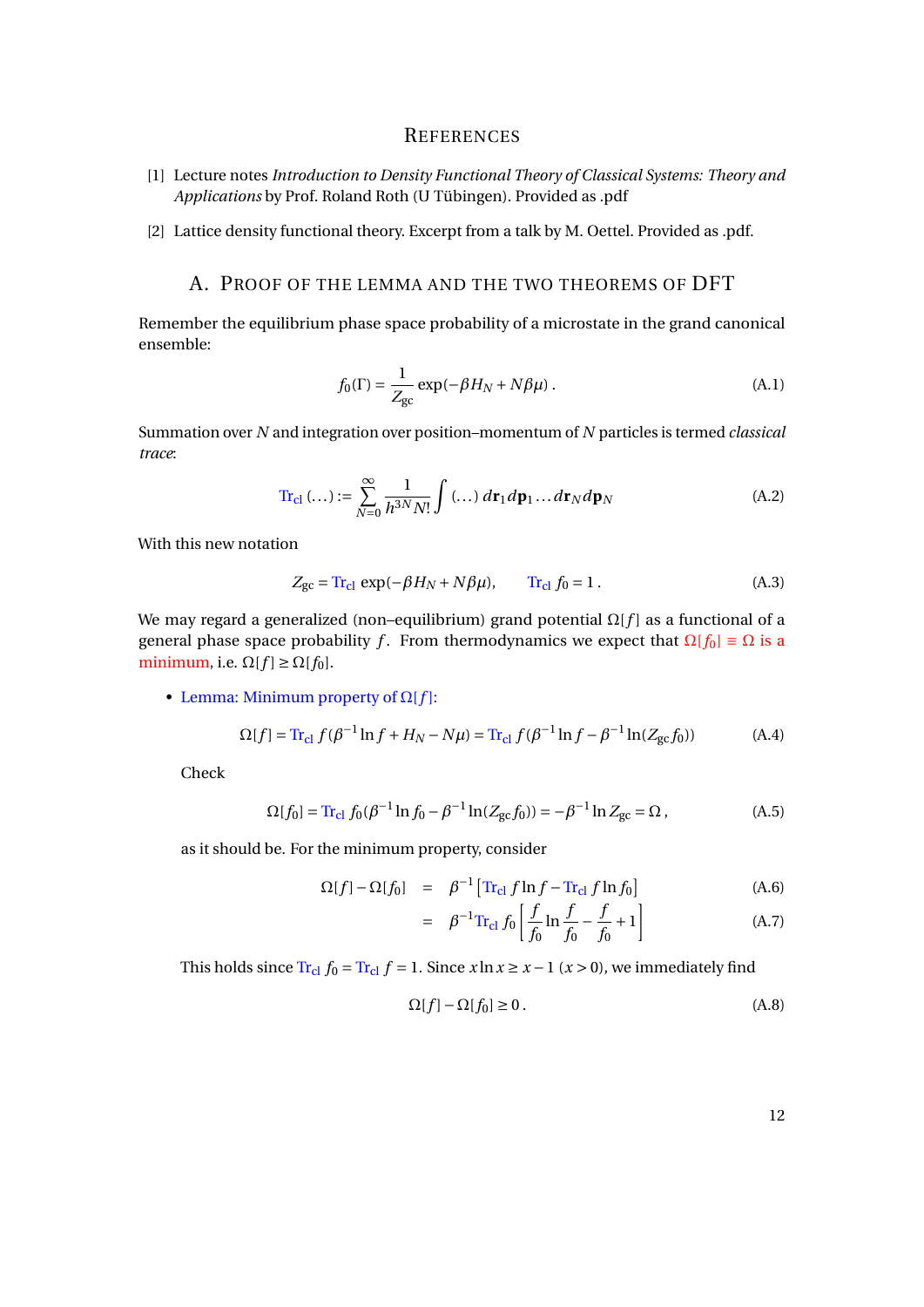# References

[1] Lecture notes *Introduction to Density Functional Theory of Classical Systems: Theory and Applications* by Prof. Roland Roth (U Tübingen). Provided as .pdf

[2] Lattice density functional theory. Excerpt from a talk by M. Oettel. Provided as .pdf.

## A. Proof of the lemma and the two theorems of DFT

Remember the equilibrium phase space probability of a microstate in the grand canonical ensemble:

$$f_0(\Gamma) = \frac{1}{Z_{\rm gc}} \exp(-\beta H_N + N\beta\mu)\,. \tag{A.1}$$

Summation over $N$ and integration over position–momentum of $N$ particles is termed *classical trace*:

$$\mathrm{Tr}_{\rm cl}\,(\dots) := \sum_{N=0}^{\infty} \frac{1}{h^{3N} N!} \int (\dots)\, d\mathbf{r}_1 d\mathbf{p}_1 \dots d\mathbf{r}_N d\mathbf{p}_N \tag{A.2}$$

With this new notation

$$Z_{\rm gc} = \mathrm{Tr}_{\rm cl}\, \exp(-\beta H_N + N\beta\mu), \qquad \mathrm{Tr}_{\rm cl}\, f_0 = 1\,. \tag{A.3}$$

We may regard a generalized (non–equilibrium) grand potential $\Omega[f]$ as a functional of a general phase space probability $f$. From thermodynamics we expect that $\Omega[f_0] \equiv \Omega$ is a minimum, i.e. $\Omega[f] \ge \Omega[f_0]$.

- Lemma: Minimum property of $\Omega[f]$:

$$\Omega[f] = \mathrm{Tr}_{\rm cl}\, f(\beta^{-1}\ln f + H_N - N\mu) = \mathrm{Tr}_{\rm cl}\, f(\beta^{-1}\ln f - \beta^{-1}\ln(Z_{\rm gc} f_0)) \tag{A.4}$$

  Check

$$\Omega[f_0] = \mathrm{Tr}_{\rm cl}\, f_0(\beta^{-1}\ln f_0 - \beta^{-1}\ln(Z_{\rm gc} f_0)) = -\beta^{-1}\ln Z_{\rm gc} = \Omega\,, \tag{A.5}$$

  as it should be. For the minimum property, consider

$$\begin{aligned}
\Omega[f] - \Omega[f_0] &= \beta^{-1}\left[\mathrm{Tr}_{\rm cl}\, f\ln f - \mathrm{Tr}_{\rm cl}\, f\ln f_0\right] &\text{(A.6)}\\
&= \beta^{-1}\mathrm{Tr}_{\rm cl}\, f_0\left[\frac{f}{f_0}\ln\frac{f}{f_0} - \frac{f}{f_0} + 1\right] &\text{(A.7)}
\end{aligned}$$

  This holds since $\mathrm{Tr}_{\rm cl}\, f_0 = \mathrm{Tr}_{\rm cl}\, f = 1$. Since $x\ln x \ge x - 1$ $(x > 0)$, we immediately find

$$\Omega[f] - \Omega[f_0] \ge 0\,. \tag{A.8}$$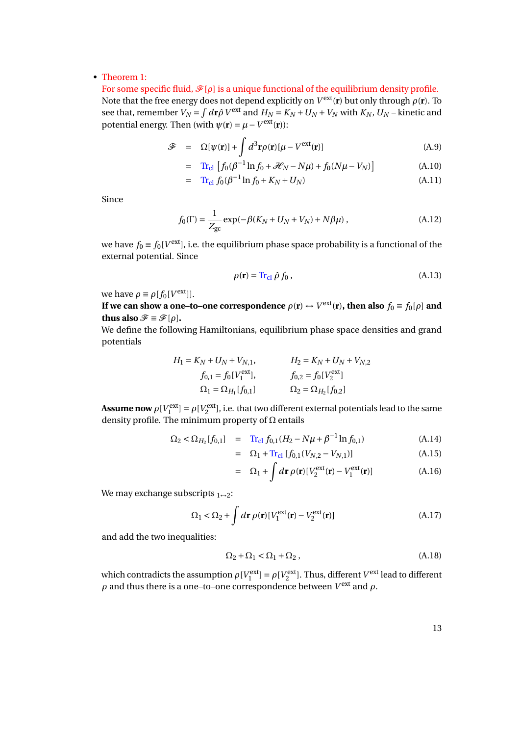- Theorem 1:
  For some specific fluid, $\mathscr{F}[\rho]$ is a unique functional of the equilibrium density profile.
  Note that the free energy does not depend explicitly on $V^{\text{ext}}(\mathbf{r})$ but only through $\rho(\mathbf{r})$. To see that, remember $V_N = \int d\mathbf{r}\hat{\rho}\, V^{\text{ext}}$ and $H_N = K_N + U_N + V_N$ with $K_N$, $U_N$ – kinetic and potential energy. Then (with $\psi(\mathbf{r}) = \mu - V^{\text{ext}}(\mathbf{r})$):

$$\begin{aligned}
\mathscr{F} &= \Omega[\psi(\mathbf{r})] + \int d^3\mathbf{r}\rho(\mathbf{r})[\mu - V^{\text{ext}}(\mathbf{r})] &\text{(A.9)}\\
&= \text{Tr}_{\text{cl}}\left[f_0(\beta^{-1}\ln f_0 + \mathscr{H}_N - N\mu) + f_0(N\mu - V_N)\right] &\text{(A.10)}\\
&= \text{Tr}_{\text{cl}}\, f_0(\beta^{-1}\ln f_0 + K_N + U_N) &\text{(A.11)}
\end{aligned}$$

  Since

$$f_0(\Gamma) = \frac{1}{Z_{\text{gc}}}\exp(-\beta(K_N + U_N + V_N) + N\beta\mu)\,, \tag{A.12}$$

  we have $f_0 \equiv f_0[V^{\text{ext}}]$, i.e. the equilibrium phase space probability is a functional of the external potential. Since

$$\rho(\mathbf{r}) = \text{Tr}_{\text{cl}}\,\hat{\rho}\, f_0\,, \tag{A.13}$$

  we have $\rho \equiv \rho[f_0[V^{\text{ext}}]]$.
  **If we can show a one–to–one correspondence $\rho(\mathbf{r}) \leftrightarrow V^{\text{ext}}(\mathbf{r})$, then also $f_0 \equiv f_0[\rho]$ and thus also $\mathscr{F} \equiv \mathscr{F}[\rho]$.**
  We define the following Hamiltonians, equilibrium phase space densities and grand potentials

$$\begin{aligned}
H_1 &= K_N + U_N + V_{N,1}, & H_2 &= K_N + U_N + V_{N,2}\\
f_{0,1} &= f_0[V_1^{\text{ext}}], & f_{0,2} &= f_0[V_2^{\text{ext}}]\\
\Omega_1 &= \Omega_{H_1}[f_{0,1}] & \Omega_2 &= \Omega_{H_2}[f_{0,2}]
\end{aligned}$$

  **Assume now** $\rho[V_1^{\text{ext}}] = \rho[V_2^{\text{ext}}]$, i.e. that two different external potentials lead to the same density profile. The minimum property of $\Omega$ entails

$$\begin{aligned}
\Omega_2 < \Omega_{H_2}[f_{0,1}] &= \text{Tr}_{\text{cl}}\, f_{0,1}(H_2 - N\mu + \beta^{-1}\ln f_{0,1}) &\text{(A.14)}\\
&= \Omega_1 + \text{Tr}_{\text{cl}}\,[f_{0,1}(V_{N,2} - V_{N,1})] &\text{(A.15)}\\
&= \Omega_1 + \int d\mathbf{r}\,\rho(\mathbf{r})[V_2^{\text{ext}}(\mathbf{r}) - V_1^{\text{ext}}(\mathbf{r})] &\text{(A.16)}
\end{aligned}$$

  We may exchange subscripts $_{1\leftrightarrow 2}$:

$$\Omega_1 < \Omega_2 + \int d\mathbf{r}\,\rho(\mathbf{r})[V_1^{\text{ext}}(\mathbf{r}) - V_2^{\text{ext}}(\mathbf{r})] \tag{A.17}$$

  and add the two inequalities:

$$\Omega_2 + \Omega_1 < \Omega_1 + \Omega_2\,, \tag{A.18}$$

  which contradicts the assumption $\rho[V_1^{\text{ext}}] = \rho[V_2^{\text{ext}}]$. Thus, different $V^{\text{ext}}$ lead to different $\rho$ and thus there is a one–to–one correspondence between $V^{\text{ext}}$ and $\rho$.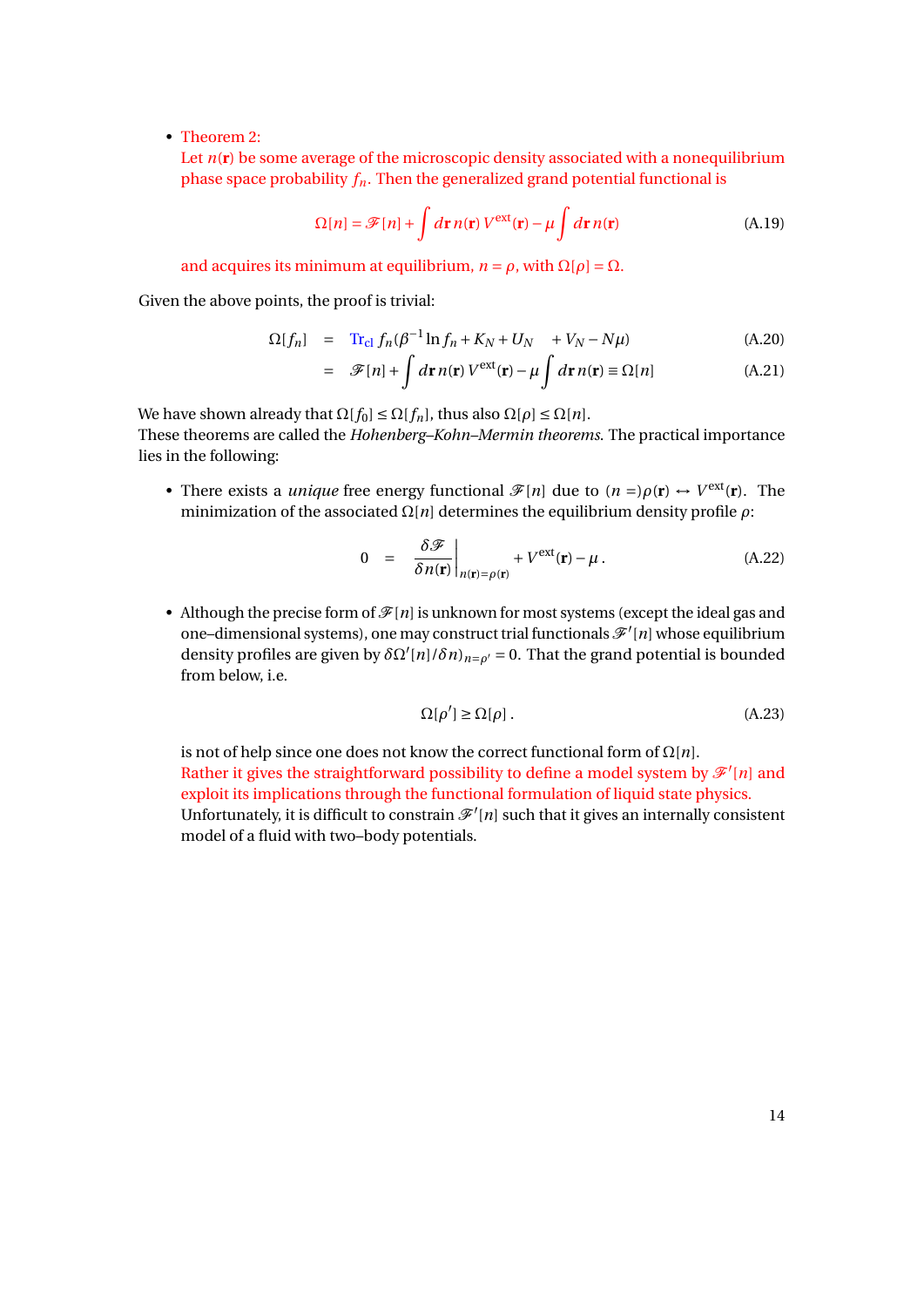- Theorem 2:
  Let $n(\mathbf{r})$ be some average of the microscopic density associated with a nonequilibrium phase space probability $f_n$. Then the generalized grand potential functional is

$$\Omega[n] = \mathcal{F}[n] + \int d\mathbf{r}\, n(\mathbf{r})\, V^{\text{ext}}(\mathbf{r}) - \mu \int d\mathbf{r}\, n(\mathbf{r}) \tag{A.19}$$

  and acquires its minimum at equilibrium, $n = \rho$, with $\Omega[\rho] = \Omega$.

Given the above points, the proof is trivial:

$$\begin{aligned} \Omega[f_n] &= \text{Tr}_{\text{cl}}\, f_n(\beta^{-1} \ln f_n + K_N + U_N \quad + V_N - N\mu) & \text{(A.20)} \\ &= \mathcal{F}[n] + \int d\mathbf{r}\, n(\mathbf{r})\, V^{\text{ext}}(\mathbf{r}) - \mu \int d\mathbf{r}\, n(\mathbf{r}) \equiv \Omega[n] & \text{(A.21)} \end{aligned}$$

We have shown already that $\Omega[f_0] \le \Omega[f_n]$, thus also $\Omega[\rho] \le \Omega[n]$.
These theorems are called the *Hohenberg–Kohn–Mermin theorems*. The practical importance lies in the following:

- There exists a *unique* free energy functional $\mathcal{F}[n]$ due to $(n =)\rho(\mathbf{r}) \leftrightarrow V^{\text{ext}}(\mathbf{r})$. The minimization of the associated $\Omega[n]$ determines the equilibrium density profile $\rho$:

$$0 \quad = \quad \left.\frac{\delta \mathcal{F}}{\delta n(\mathbf{r})}\right|_{n(\mathbf{r})=\rho(\mathbf{r})} + V^{\text{ext}}(\mathbf{r}) - \mu\,. \tag{A.22}$$

- Although the precise form of $\mathcal{F}[n]$ is unknown for most systems (except the ideal gas and one–dimensional systems), one may construct trial functionals $\mathcal{F}'[n]$ whose equilibrium density profiles are given by $\delta\Omega'[n]/\delta n)_{n=\rho'} = 0$. That the grand potential is bounded from below, i.e.

$$\Omega[\rho'] \ge \Omega[\rho]\,. \tag{A.23}$$

  is not of help since one does not know the correct functional form of $\Omega[n]$.
  Rather it gives the straightforward possibility to define a model system by $\mathcal{F}'[n]$ and exploit its implications through the functional formulation of liquid state physics.
  Unfortunately, it is difficult to constrain $\mathcal{F}'[n]$ such that it gives an internally consistent model of a fluid with two–body potentials.